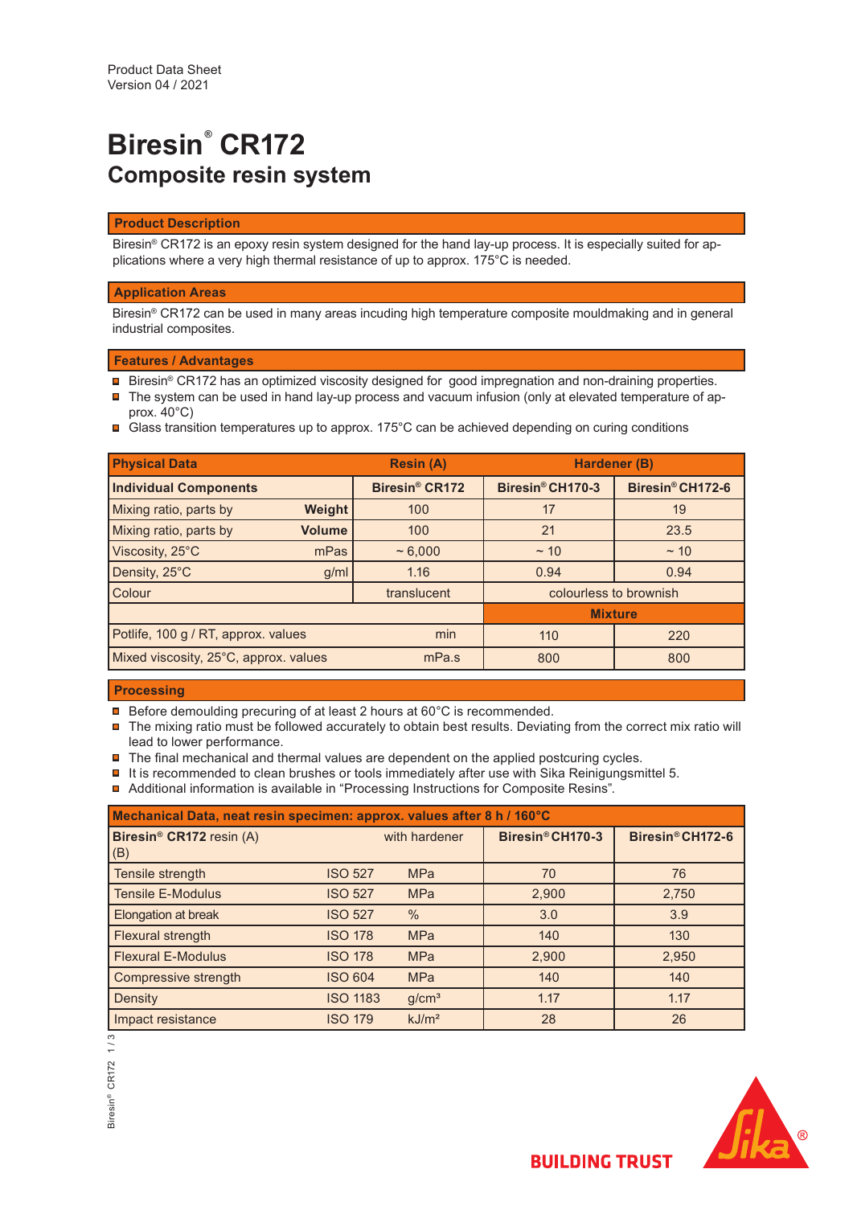Product Data Sheet
Version 04 / 2021

# Biresin® CR172
## Composite resin system

### Product Description

Biresin® CR172 is an epoxy resin system designed for the hand lay-up process. It is especially suited for applications where a very high thermal resistance of up to approx. 175°C is needed.

### Application Areas

Biresin® CR172 can be used in many areas incuding high temperature composite mouldmaking and in general industrial composites.

### Features / Advantages

- Biresin® CR172 has an optimized viscosity designed for good impregnation and non-draining properties.
- The system can be used in hand lay-up process and vacuum infusion (only at elevated temperature of approx. 40°C)
- Glass transition temperatures up to approx. 175°C can be achieved depending on curing conditions

| Physical Data | | Resin (A) | Hardener (B) | |
|---|---|---|---|---|
| **Individual Components** | | **Biresin® CR172** | **Biresin® CH170-3** | **Biresin® CH172-6** |
| Mixing ratio, parts by | **Weight** | 100 | 17 | 19 |
| Mixing ratio, parts by | **Volume** | 100 | 21 | 23.5 |
| Viscosity, 25°C | mPas | ~ 6,000 | ~ 10 | ~ 10 |
| Density, 25°C | g/ml | 1.16 | 0.94 | 0.94 |
| Colour | | translucent | colourless to brownish | |
| | | | **Mixture** | |
| Potlife, 100 g / RT, approx. values | min | | 110 | 220 |
| Mixed viscosity, 25°C, approx. values | mPa.s | | 800 | 800 |

### Processing

- Before demoulding precuring of at least 2 hours at 60°C is recommended.
- The mixing ratio must be followed accurately to obtain best results. Deviating from the correct mix ratio will lead to lower performance.
- The final mechanical and thermal values are dependent on the applied postcuring cycles.
- It is recommended to clean brushes or tools immediately after use with Sika Reinigungsmittel 5.
- Additional information is available in "Processing Instructions for Composite Resins".

| Mechanical Data, neat resin specimen: approx. values after 8 h / 160°C | | | | |
|---|---|---|---|---|
| **Biresin® CR172** resin (A) with hardener (B) | | | **Biresin® CH170-3** | **Biresin® CH172-6** |
| Tensile strength | ISO 527 | MPa | 70 | 76 |
| Tensile E-Modulus | ISO 527 | MPa | 2,900 | 2,750 |
| Elongation at break | ISO 527 | % | 3.0 | 3.9 |
| Flexural strength | ISO 178 | MPa | 140 | 130 |
| Flexural E-Modulus | ISO 178 | MPa | 2,900 | 2,950 |
| Compressive strength | ISO 604 | MPa | 140 | 140 |
| Density | ISO 1183 | g/cm³ | 1.17 | 1.17 |
| Impact resistance | ISO 179 | kJ/m² | 28 | 26 |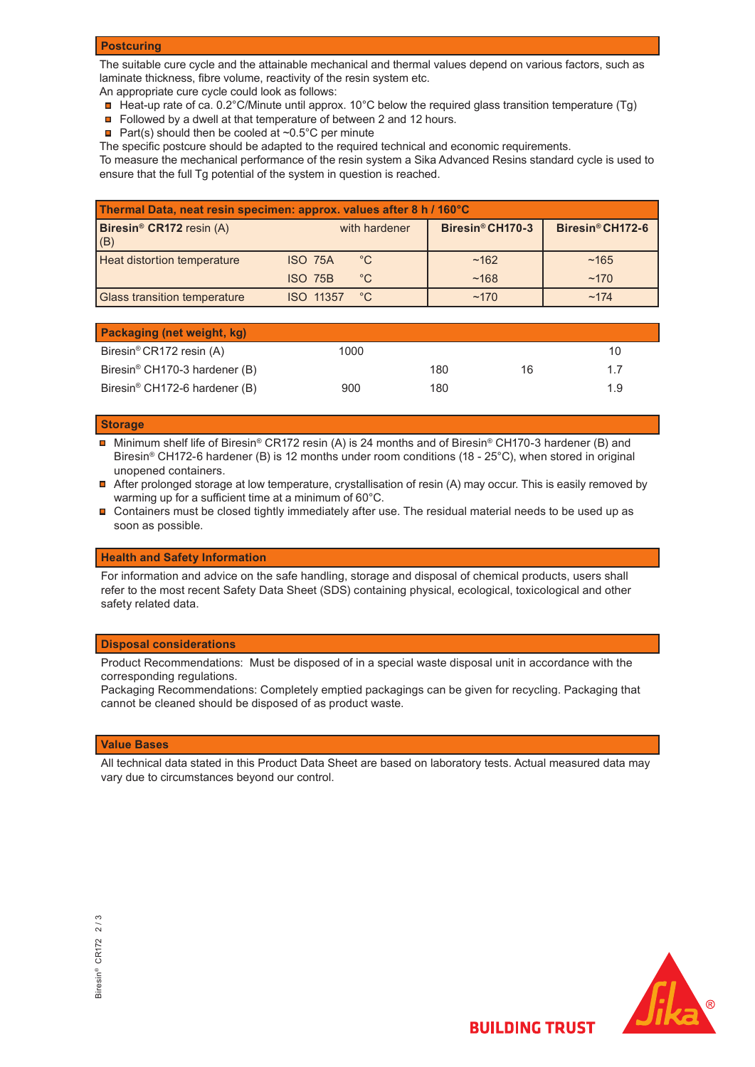## Postcuring

The suitable cure cycle and the attainable mechanical and thermal values depend on various factors, such as laminate thickness, fibre volume, reactivity of the resin system etc.
An appropriate cure cycle could look as follows:

- Heat-up rate of ca. 0.2°C/Minute until approx. 10°C below the required glass transition temperature (Tg)
- Followed by a dwell at that temperature of between 2 and 12 hours.
- Part(s) should then be cooled at ~0.5°C per minute

The specific postcure should be adapted to the required technical and economic requirements.
To measure the mechanical performance of the resin system a Sika Advanced Resins standard cycle is used to ensure that the full Tg potential of the system in question is reached.

| Thermal Data, neat resin specimen: approx. values after 8 h / 160°C | | | | |
|---|---|---|---|---|
| **Biresin® CR172** resin (A) with hardener (B) | | | **Biresin® CH170-3** | **Biresin® CH172-6** |
| Heat distortion temperature | ISO 75A | °C | ~162 | ~165 |
| | ISO 75B | °C | ~168 | ~170 |
| Glass transition temperature | ISO 11357 | °C | ~170 | ~174 |

## Packaging (net weight, kg)

| | | | | |
|---|---|---|---|---|
| Biresin® CR172 resin (A) | 1000 | | | 10 |
| Biresin® CH170-3 hardener (B) | | 180 | 16 | 1.7 |
| Biresin® CH172-6 hardener (B) | 900 | 180 | | 1.9 |

## Storage

- Minimum shelf life of Biresin® CR172 resin (A) is 24 months and of Biresin® CH170-3 hardener (B) and Biresin® CH172-6 hardener (B) is 12 months under room conditions (18 - 25°C), when stored in original unopened containers.
- After prolonged storage at low temperature, crystallisation of resin (A) may occur. This is easily removed by warming up for a sufficient time at a minimum of 60°C.
- Containers must be closed tightly immediately after use. The residual material needs to be used up as soon as possible.

## Health and Safety Information

For information and advice on the safe handling, storage and disposal of chemical products, users shall refer to the most recent Safety Data Sheet (SDS) containing physical, ecological, toxicological and other safety related data.

## Disposal considerations

Product Recommendations: Must be disposed of in a special waste disposal unit in accordance with the corresponding regulations.
Packaging Recommendations: Completely emptied packagings can be given for recycling. Packaging that cannot be cleaned should be disposed of as product waste.

## Value Bases

All technical data stated in this Product Data Sheet are based on laboratory tests. Actual measured data may vary due to circumstances beyond our control.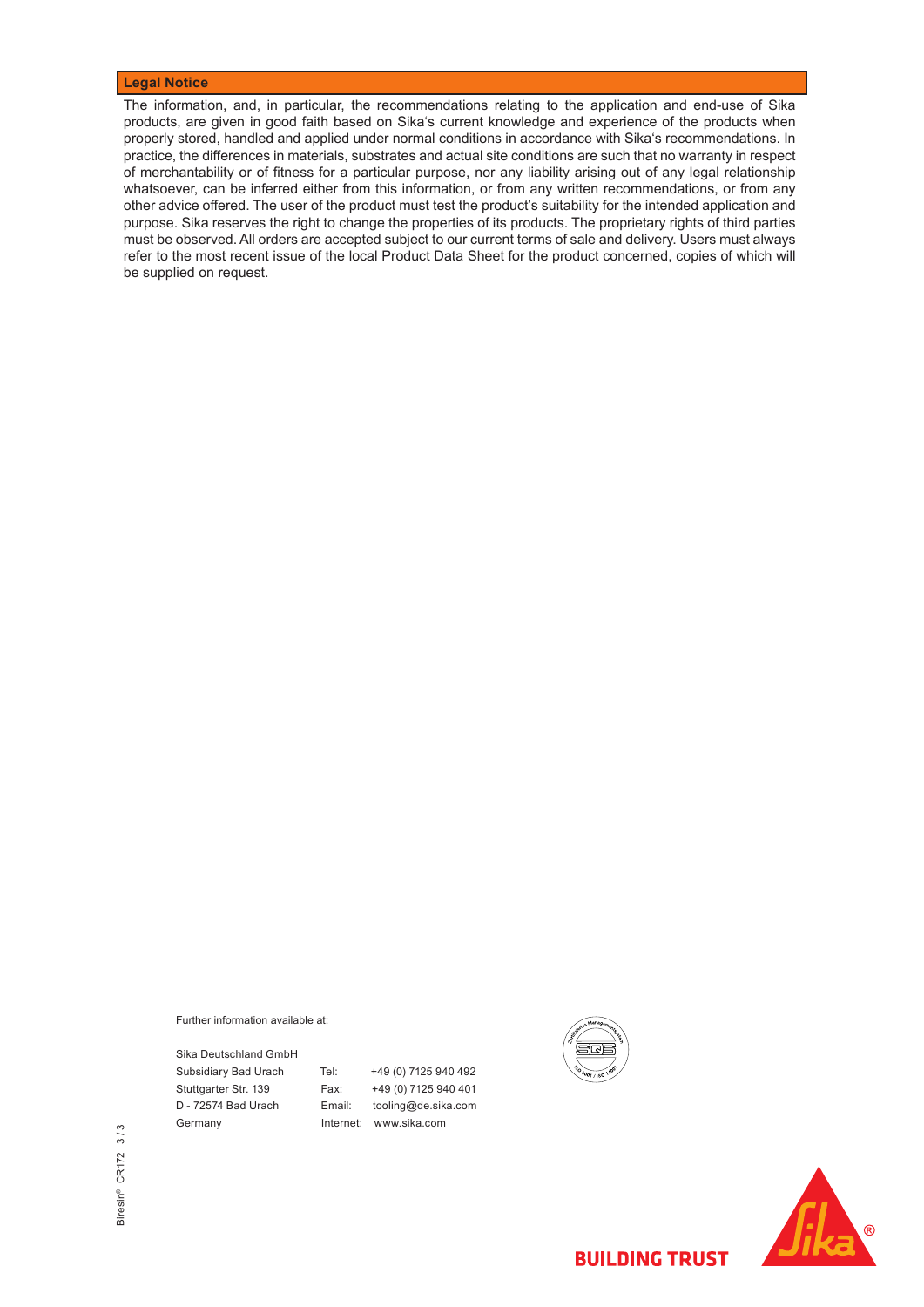## Legal Notice

The information, and, in particular, the recommendations relating to the application and end-use of Sika products, are given in good faith based on Sika's current knowledge and experience of the products when properly stored, handled and applied under normal conditions in accordance with Sika's recommendations. In practice, the differences in materials, substrates and actual site conditions are such that no warranty in respect of merchantability or of fitness for a particular purpose, nor any liability arising out of any legal relationship whatsoever, can be inferred either from this information, or from any written recommendations, or from any other advice offered. The user of the product must test the product's suitability for the intended application and purpose. Sika reserves the right to change the properties of its products. The proprietary rights of third parties must be observed. All orders are accepted subject to our current terms of sale and delivery. Users must always refer to the most recent issue of the local Product Data Sheet for the product concerned, copies of which will be supplied on request.

Further information available at:

Sika Deutschland GmbH
Subsidiary Bad Urach
Stuttgarter Str. 139
D - 72574 Bad Urach
Germany

Tel: +49 (0) 7125 940 492
Fax: +49 (0) 7125 940 401
Email: tooling@de.sika.com
Internet: www.sika.com

BUILDING TRUST